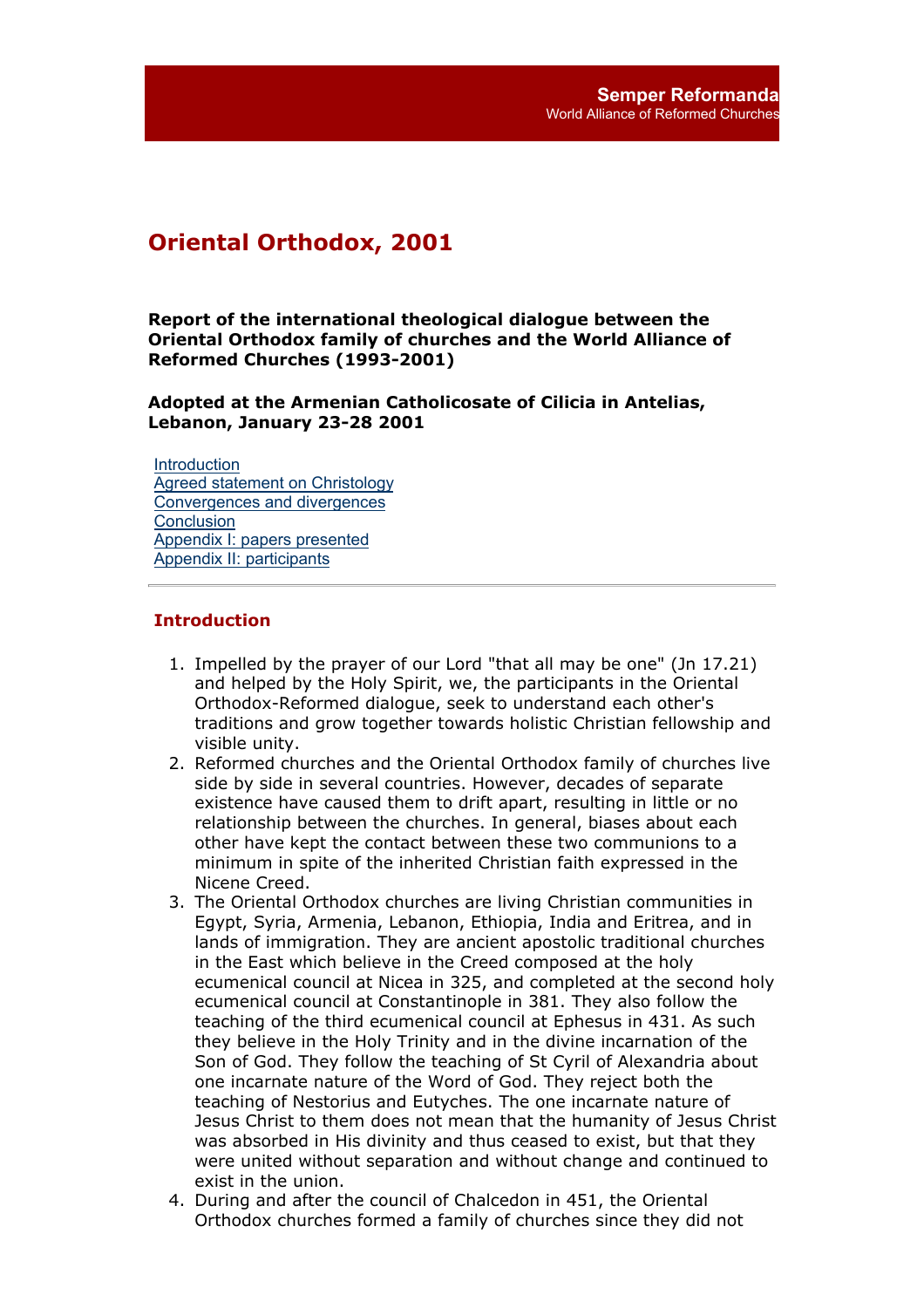Semper Reformanda
World Alliance of Reformed Churches

# Oriental Orthodox, 2001

**Report of the international theological dialogue between the Oriental Orthodox family of churches and the World Alliance of Reformed Churches (1993-2001)**

**Adopted at the Armenian Catholicosate of Cilicia in Antelias, Lebanon, January 23-28 2001**

- Introduction
- Agreed statement on Christology
- Convergences and divergences
- Conclusion
- Appendix I: papers presented
- Appendix II: participants

---

## Introduction

1. Impelled by the prayer of our Lord "that all may be one" (Jn 17.21) and helped by the Holy Spirit, we, the participants in the Oriental Orthodox-Reformed dialogue, seek to understand each other's traditions and grow together towards holistic Christian fellowship and visible unity.
2. Reformed churches and the Oriental Orthodox family of churches live side by side in several countries. However, decades of separate existence have caused them to drift apart, resulting in little or no relationship between the churches. In general, biases about each other have kept the contact between these two communions to a minimum in spite of the inherited Christian faith expressed in the Nicene Creed.
3. The Oriental Orthodox churches are living Christian communities in Egypt, Syria, Armenia, Lebanon, Ethiopia, India and Eritrea, and in lands of immigration. They are ancient apostolic traditional churches in the East which believe in the Creed composed at the holy ecumenical council at Nicea in 325, and completed at the second holy ecumenical council at Constantinople in 381. They also follow the teaching of the third ecumenical council at Ephesus in 431. As such they believe in the Holy Trinity and in the divine incarnation of the Son of God. They follow the teaching of St Cyril of Alexandria about one incarnate nature of the Word of God. They reject both the teaching of Nestorius and Eutyches. The one incarnate nature of Jesus Christ to them does not mean that the humanity of Jesus Christ was absorbed in His divinity and thus ceased to exist, but that they were united without separation and without change and continued to exist in the union.
4. During and after the council of Chalcedon in 451, the Oriental Orthodox churches formed a family of churches since they did not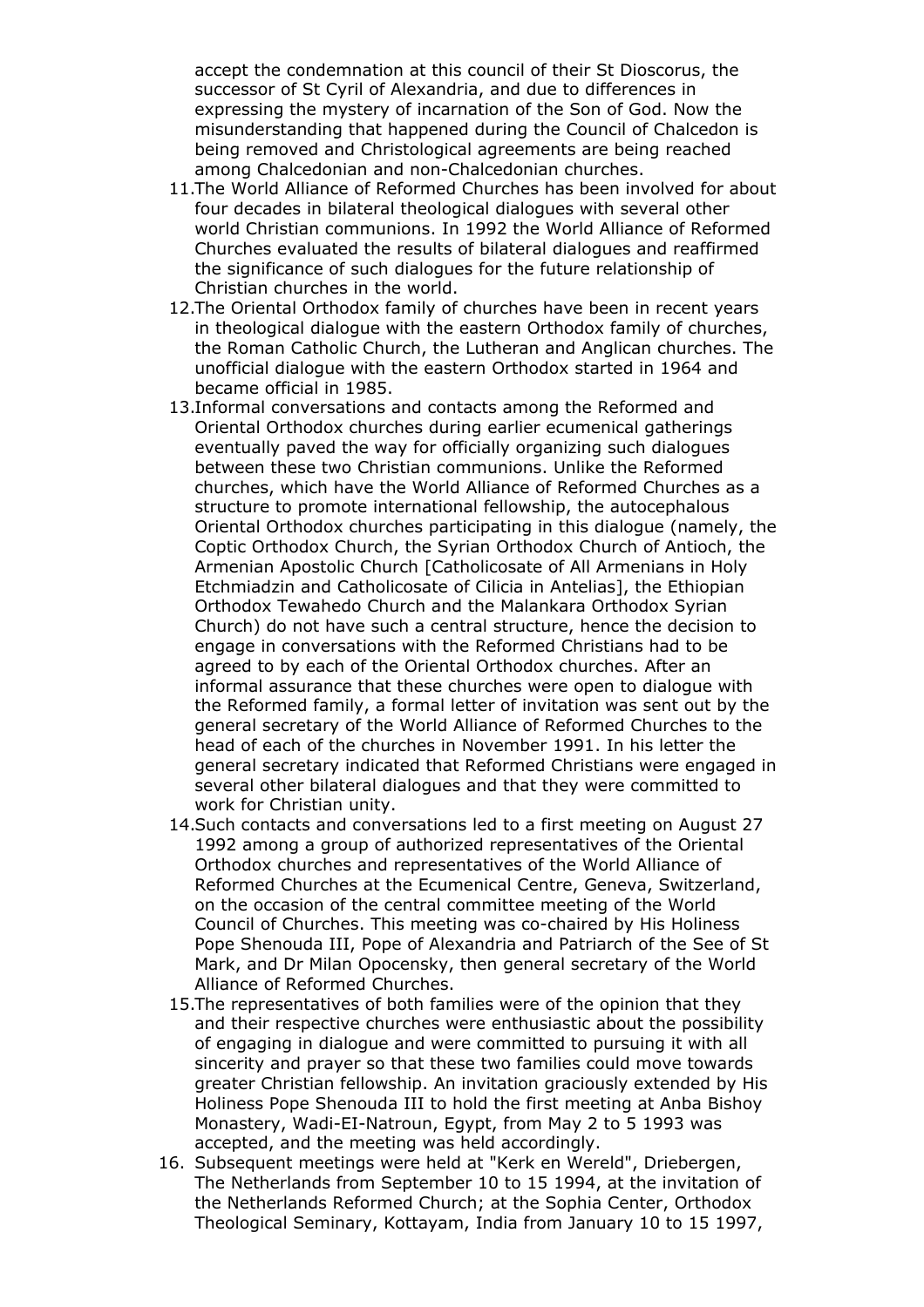accept the condemnation at this council of their St Dioscorus, the successor of St Cyril of Alexandria, and due to differences in expressing the mystery of incarnation of the Son of God. Now the misunderstanding that happened during the Council of Chalcedon is being removed and Christological agreements are being reached among Chalcedonian and non-Chalcedonian churches.

11. The World Alliance of Reformed Churches has been involved for about four decades in bilateral theological dialogues with several other world Christian communions. In 1992 the World Alliance of Reformed Churches evaluated the results of bilateral dialogues and reaffirmed the significance of such dialogues for the future relationship of Christian churches in the world.
12. The Oriental Orthodox family of churches have been in recent years in theological dialogue with the eastern Orthodox family of churches, the Roman Catholic Church, the Lutheran and Anglican churches. The unofficial dialogue with the eastern Orthodox started in 1964 and became official in 1985.
13. Informal conversations and contacts among the Reformed and Oriental Orthodox churches during earlier ecumenical gatherings eventually paved the way for officially organizing such dialogues between these two Christian communions. Unlike the Reformed churches, which have the World Alliance of Reformed Churches as a structure to promote international fellowship, the autocephalous Oriental Orthodox churches participating in this dialogue (namely, the Coptic Orthodox Church, the Syrian Orthodox Church of Antioch, the Armenian Apostolic Church [Catholicosate of All Armenians in Holy Etchmiadzin and Catholicosate of Cilicia in Antelias], the Ethiopian Orthodox Tewahedo Church and the Malankara Orthodox Syrian Church) do not have such a central structure, hence the decision to engage in conversations with the Reformed Christians had to be agreed to by each of the Oriental Orthodox churches. After an informal assurance that these churches were open to dialogue with the Reformed family, a formal letter of invitation was sent out by the general secretary of the World Alliance of Reformed Churches to the head of each of the churches in November 1991. In his letter the general secretary indicated that Reformed Christians were engaged in several other bilateral dialogues and that they were committed to work for Christian unity.
14. Such contacts and conversations led to a first meeting on August 27 1992 among a group of authorized representatives of the Oriental Orthodox churches and representatives of the World Alliance of Reformed Churches at the Ecumenical Centre, Geneva, Switzerland, on the occasion of the central committee meeting of the World Council of Churches. This meeting was co-chaired by His Holiness Pope Shenouda III, Pope of Alexandria and Patriarch of the See of St Mark, and Dr Milan Opocensky, then general secretary of the World Alliance of Reformed Churches.
15. The representatives of both families were of the opinion that they and their respective churches were enthusiastic about the possibility of engaging in dialogue and were committed to pursuing it with all sincerity and prayer so that these two families could move towards greater Christian fellowship. An invitation graciously extended by His Holiness Pope Shenouda III to hold the first meeting at Anba Bishoy Monastery, Wadi-EI-Natroun, Egypt, from May 2 to 5 1993 was accepted, and the meeting was held accordingly.
16. Subsequent meetings were held at "Kerk en Wereld", Driebergen, The Netherlands from September 10 to 15 1994, at the invitation of the Netherlands Reformed Church; at the Sophia Center, Orthodox Theological Seminary, Kottayam, India from January 10 to 15 1997,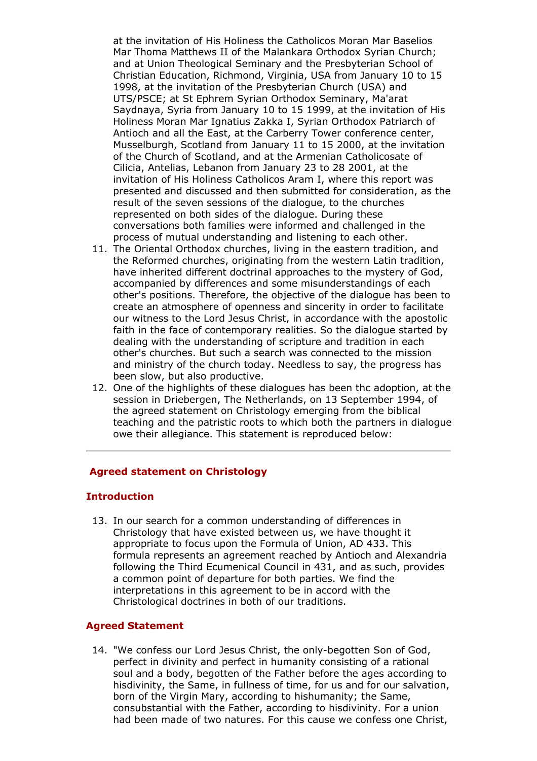at the invitation of His Holiness the Catholicos Moran Mar Baselios Mar Thoma Matthews II of the Malankara Orthodox Syrian Church; and at Union Theological Seminary and the Presbyterian School of Christian Education, Richmond, Virginia, USA from January 10 to 15 1998, at the invitation of the Presbyterian Church (USA) and UTS/PSCE; at St Ephrem Syrian Orthodox Seminary, Ma'arat Saydnaya, Syria from January 10 to 15 1999, at the invitation of His Holiness Moran Mar Ignatius Zakka I, Syrian Orthodox Patriarch of Antioch and all the East, at the Carberry Tower conference center, Musselburgh, Scotland from January 11 to 15 2000, at the invitation of the Church of Scotland, and at the Armenian Catholicosate of Cilicia, Antelias, Lebanon from January 23 to 28 2001, at the invitation of His Holiness Catholicos Aram I, where this report was presented and discussed and then submitted for consideration, as the result of the seven sessions of the dialogue, to the churches represented on both sides of the dialogue. During these conversations both families were informed and challenged in the process of mutual understanding and listening to each other.

11. The Oriental Orthodox churches, living in the eastern tradition, and the Reformed churches, originating from the western Latin tradition, have inherited different doctrinal approaches to the mystery of God, accompanied by differences and some misunderstandings of each other's positions. Therefore, the objective of the dialogue has been to create an atmosphere of openness and sincerity in order to facilitate our witness to the Lord Jesus Christ, in accordance with the apostolic faith in the face of contemporary realities. So the dialogue started by dealing with the understanding of scripture and tradition in each other's churches. But such a search was connected to the mission and ministry of the church today. Needless to say, the progress has been slow, but also productive.
12. One of the highlights of these dialogues has been thc adoption, at the session in Driebergen, The Netherlands, on 13 September 1994, of the agreed statement on Christology emerging from the biblical teaching and the patristic roots to which both the partners in dialogue owe their allegiance. This statement is reproduced below:

---

## Agreed statement on Christology

### Introduction

13. In our search for a common understanding of differences in Christology that have existed between us, we have thought it appropriate to focus upon the Formula of Union, AD 433. This formula represents an agreement reached by Antioch and Alexandria following the Third Ecumenical Council in 431, and as such, provides a common point of departure for both parties. We find the interpretations in this agreement to be in accord with the Christological doctrines in both of our traditions.

### Agreed Statement

14. "We confess our Lord Jesus Christ, the only-begotten Son of God, perfect in divinity and perfect in humanity consisting of a rational soul and a body, begotten of the Father before the ages according to hisdivinity, the Same, in fullness of time, for us and for our salvation, born of the Virgin Mary, according to hishumanity; the Same, consubstantial with the Father, according to hisdivinity. For a union had been made of two natures. For this cause we confess one Christ,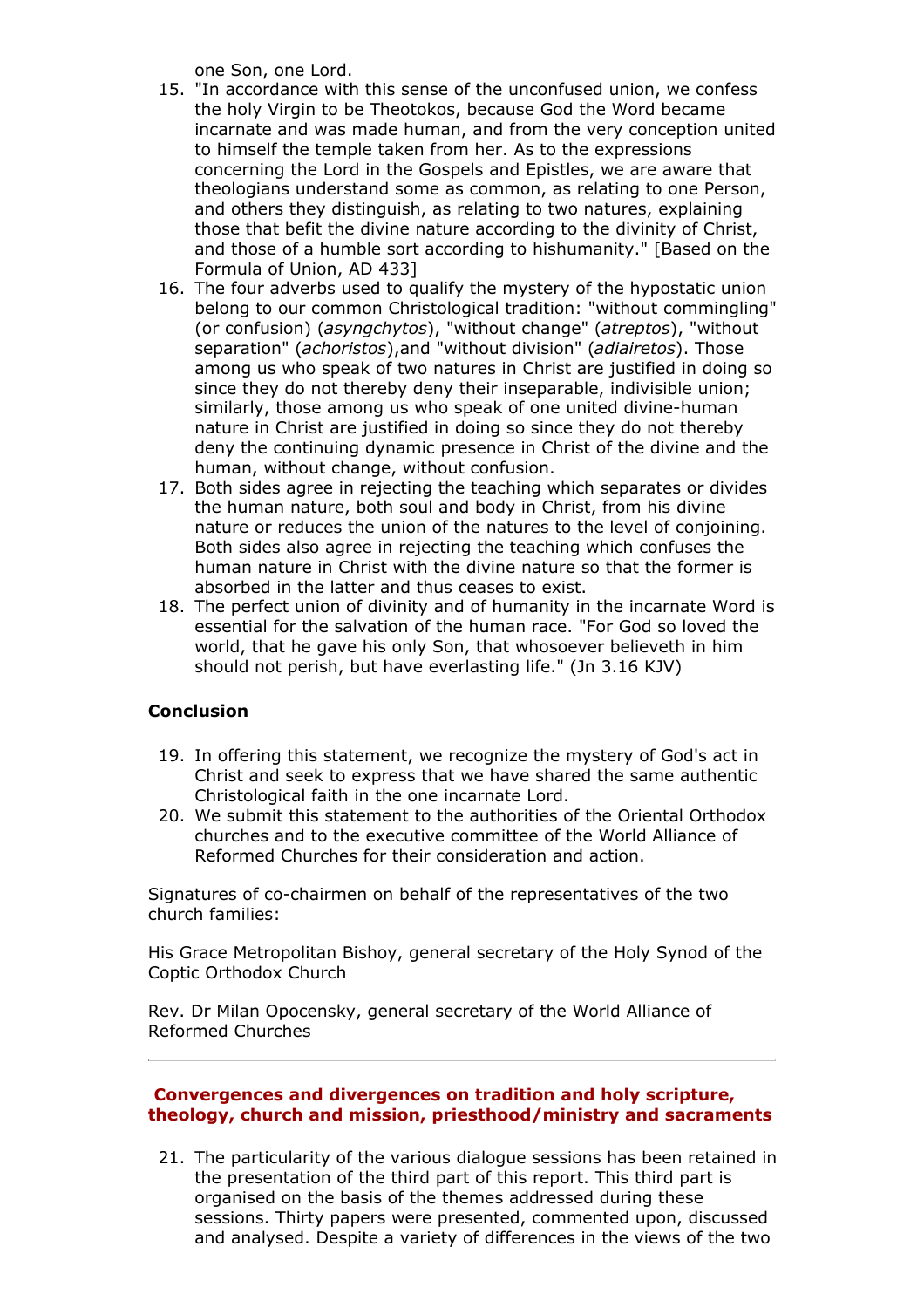one Son, one Lord.

15. "In accordance with this sense of the unconfused union, we confess the holy Virgin to be Theotokos, because God the Word became incarnate and was made human, and from the very conception united to himself the temple taken from her. As to the expressions concerning the Lord in the Gospels and Epistles, we are aware that theologians understand some as common, as relating to one Person, and others they distinguish, as relating to two natures, explaining those that befit the divine nature according to the divinity of Christ, and those of a humble sort according to hishumanity." [Based on the Formula of Union, AD 433]
16. The four adverbs used to qualify the mystery of the hypostatic union belong to our common Christological tradition: "without commingling" (or confusion) (*asyngchytos*), "without change" (*atreptos*), "without separation" (*achoristos*),and "without division" (*adiairetos*). Those among us who speak of two natures in Christ are justified in doing so since they do not thereby deny their inseparable, indivisible union; similarly, those among us who speak of one united divine-human nature in Christ are justified in doing so since they do not thereby deny the continuing dynamic presence in Christ of the divine and the human, without change, without confusion.
17. Both sides agree in rejecting the teaching which separates or divides the human nature, both soul and body in Christ, from his divine nature or reduces the union of the natures to the level of conjoining. Both sides also agree in rejecting the teaching which confuses the human nature in Christ with the divine nature so that the former is absorbed in the latter and thus ceases to exist.
18. The perfect union of divinity and of humanity in the incarnate Word is essential for the salvation of the human race. "For God so loved the world, that he gave his only Son, that whosoever believeth in him should not perish, but have everlasting life." (Jn 3.16 KJV)

**Conclusion**

19. In offering this statement, we recognize the mystery of God's act in Christ and seek to express that we have shared the same authentic Christological faith in the one incarnate Lord.
20. We submit this statement to the authorities of the Oriental Orthodox churches and to the executive committee of the World Alliance of Reformed Churches for their consideration and action.

Signatures of co-chairmen on behalf of the representatives of the two church families:

His Grace Metropolitan Bishoy, general secretary of the Holy Synod of the Coptic Orthodox Church

Rev. Dr Milan Opocensky, general secretary of the World Alliance of Reformed Churches

---

## Convergences and divergences on tradition and holy scripture, theology, church and mission, priesthood/ministry and sacraments

21. The particularity of the various dialogue sessions has been retained in the presentation of the third part of this report. This third part is organised on the basis of the themes addressed during these sessions. Thirty papers were presented, commented upon, discussed and analysed. Despite a variety of differences in the views of the two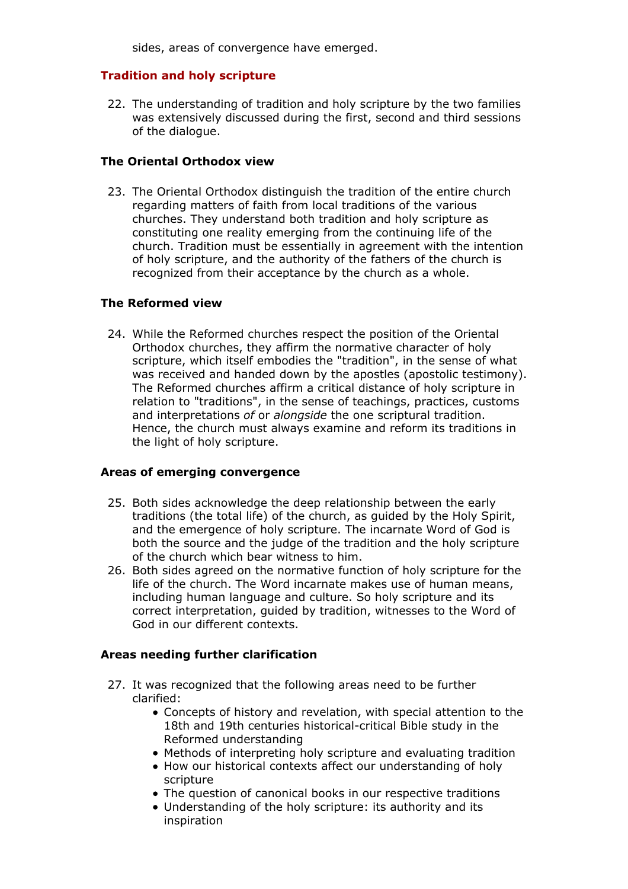sides, areas of convergence have emerged.

## Tradition and holy scripture

22. The understanding of tradition and holy scripture by the two families was extensively discussed during the first, second and third sessions of the dialogue.

### The Oriental Orthodox view

23. The Oriental Orthodox distinguish the tradition of the entire church regarding matters of faith from local traditions of the various churches. They understand both tradition and holy scripture as constituting one reality emerging from the continuing life of the church. Tradition must be essentially in agreement with the intention of holy scripture, and the authority of the fathers of the church is recognized from their acceptance by the church as a whole.

### The Reformed view

24. While the Reformed churches respect the position of the Oriental Orthodox churches, they affirm the normative character of holy scripture, which itself embodies the "tradition", in the sense of what was received and handed down by the apostles (apostolic testimony). The Reformed churches affirm a critical distance of holy scripture in relation to "traditions", in the sense of teachings, practices, customs and interpretations *of* or *alongside* the one scriptural tradition. Hence, the church must always examine and reform its traditions in the light of holy scripture.

### Areas of emerging convergence

25. Both sides acknowledge the deep relationship between the early traditions (the total life) of the church, as guided by the Holy Spirit, and the emergence of holy scripture. The incarnate Word of God is both the source and the judge of the tradition and the holy scripture of the church which bear witness to him.
26. Both sides agreed on the normative function of holy scripture for the life of the church. The Word incarnate makes use of human means, including human language and culture. So holy scripture and its correct interpretation, guided by tradition, witnesses to the Word of God in our different contexts.

### Areas needing further clarification

27. It was recognized that the following areas need to be further clarified:
    - Concepts of history and revelation, with special attention to the 18th and 19th centuries historical-critical Bible study in the Reformed understanding
    - Methods of interpreting holy scripture and evaluating tradition
    - How our historical contexts affect our understanding of holy scripture
    - The question of canonical books in our respective traditions
    - Understanding of the holy scripture: its authority and its inspiration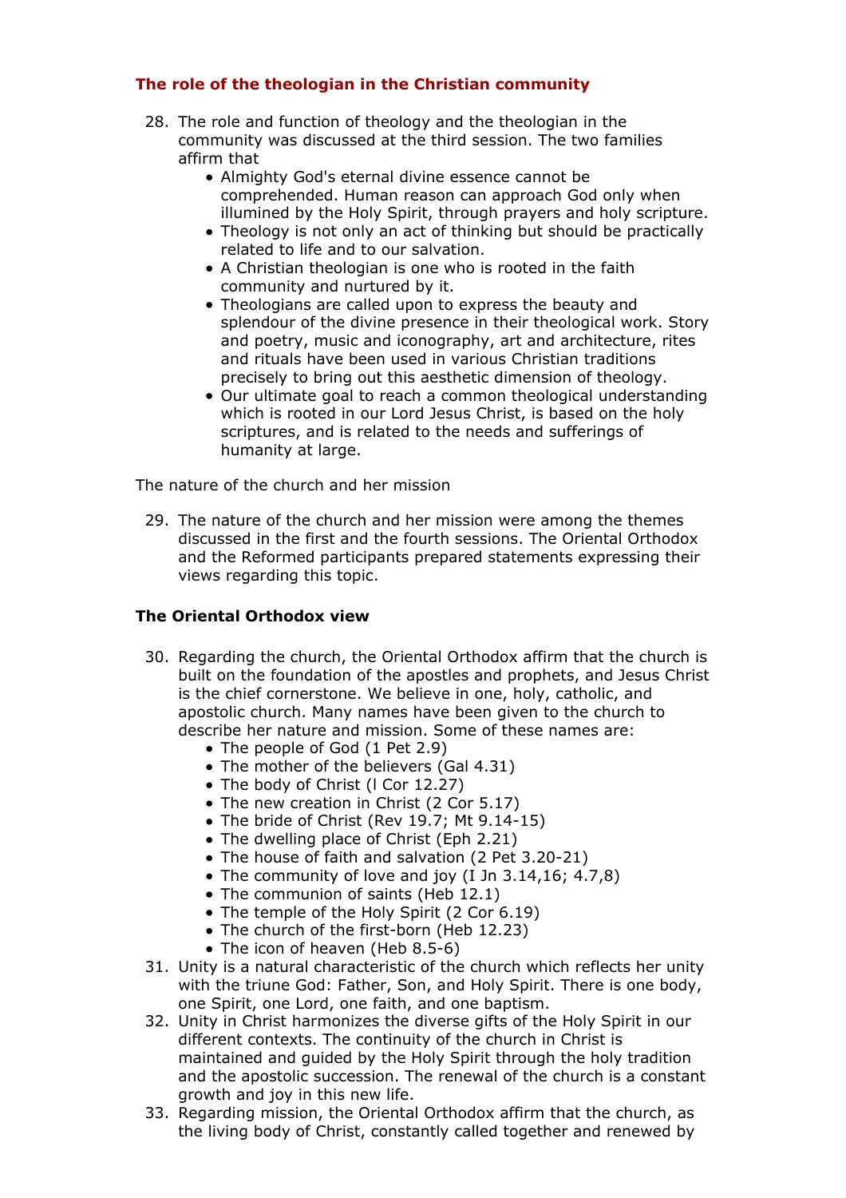### The role of the theologian in the Christian community

28. The role and function of theology and the theologian in the community was discussed at the third session. The two families affirm that
    - Almighty God's eternal divine essence cannot be comprehended. Human reason can approach God only when illumined by the Holy Spirit, through prayers and holy scripture.
    - Theology is not only an act of thinking but should be practically related to life and to our salvation.
    - A Christian theologian is one who is rooted in the faith community and nurtured by it.
    - Theologians are called upon to express the beauty and splendour of the divine presence in their theological work. Story and poetry, music and iconography, art and architecture, rites and rituals have been used in various Christian traditions precisely to bring out this aesthetic dimension of theology.
    - Our ultimate goal to reach a common theological understanding which is rooted in our Lord Jesus Christ, is based on the holy scriptures, and is related to the needs and sufferings of humanity at large.

The nature of the church and her mission

29. The nature of the church and her mission were among the themes discussed in the first and the fourth sessions. The Oriental Orthodox and the Reformed participants prepared statements expressing their views regarding this topic.

### The Oriental Orthodox view

30. Regarding the church, the Oriental Orthodox affirm that the church is built on the foundation of the apostles and prophets, and Jesus Christ is the chief cornerstone. We believe in one, holy, catholic, and apostolic church. Many names have been given to the church to describe her nature and mission. Some of these names are:
    - The people of God (1 Pet 2.9)
    - The mother of the believers (Gal 4.31)
    - The body of Christ (l Cor 12.27)
    - The new creation in Christ (2 Cor 5.17)
    - The bride of Christ (Rev 19.7; Mt 9.14-15)
    - The dwelling place of Christ (Eph 2.21)
    - The house of faith and salvation (2 Pet 3.20-21)
    - The community of love and joy (I Jn 3.14,16; 4.7,8)
    - The communion of saints (Heb 12.1)
    - The temple of the Holy Spirit (2 Cor 6.19)
    - The church of the first-born (Heb 12.23)
    - The icon of heaven (Heb 8.5-6)
31. Unity is a natural characteristic of the church which reflects her unity with the triune God: Father, Son, and Holy Spirit. There is one body, one Spirit, one Lord, one faith, and one baptism.
32. Unity in Christ harmonizes the diverse gifts of the Holy Spirit in our different contexts. The continuity of the church in Christ is maintained and guided by the Holy Spirit through the holy tradition and the apostolic succession. The renewal of the church is a constant growth and joy in this new life.
33. Regarding mission, the Oriental Orthodox affirm that the church, as the living body of Christ, constantly called together and renewed by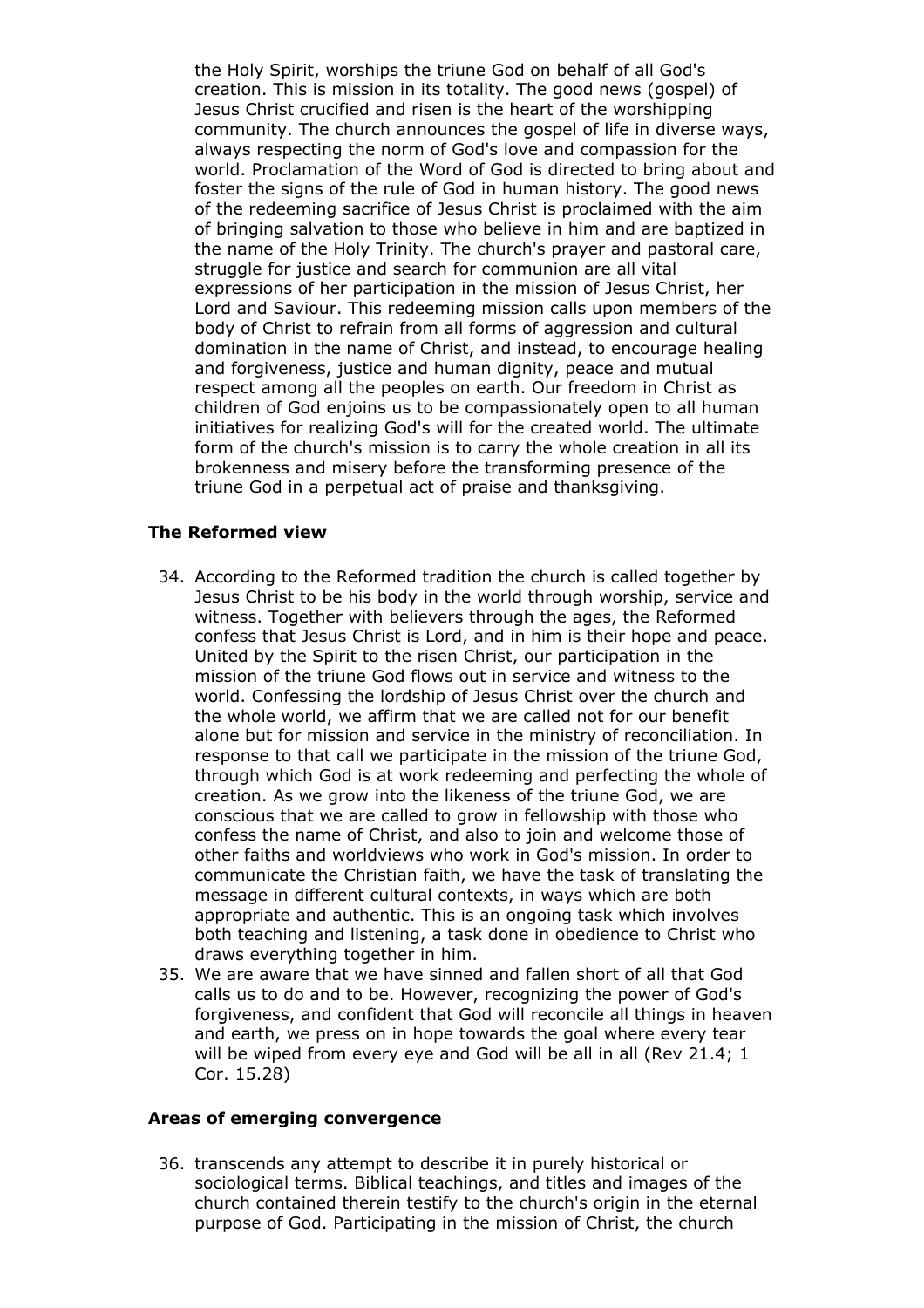the Holy Spirit, worships the triune God on behalf of all God's creation. This is mission in its totality. The good news (gospel) of Jesus Christ crucified and risen is the heart of the worshipping community. The church announces the gospel of life in diverse ways, always respecting the norm of God's love and compassion for the world. Proclamation of the Word of God is directed to bring about and foster the signs of the rule of God in human history. The good news of the redeeming sacrifice of Jesus Christ is proclaimed with the aim of bringing salvation to those who believe in him and are baptized in the name of the Holy Trinity. The church's prayer and pastoral care, struggle for justice and search for communion are all vital expressions of her participation in the mission of Jesus Christ, her Lord and Saviour. This redeeming mission calls upon members of the body of Christ to refrain from all forms of aggression and cultural domination in the name of Christ, and instead, to encourage healing and forgiveness, justice and human dignity, peace and mutual respect among all the peoples on earth. Our freedom in Christ as children of God enjoins us to be compassionately open to all human initiatives for realizing God's will for the created world. The ultimate form of the church's mission is to carry the whole creation in all its brokenness and misery before the transforming presence of the triune God in a perpetual act of praise and thanksgiving.

### The Reformed view

34. According to the Reformed tradition the church is called together by Jesus Christ to be his body in the world through worship, service and witness. Together with believers through the ages, the Reformed confess that Jesus Christ is Lord, and in him is their hope and peace. United by the Spirit to the risen Christ, our participation in the mission of the triune God flows out in service and witness to the world. Confessing the lordship of Jesus Christ over the church and the whole world, we affirm that we are called not for our benefit alone but for mission and service in the ministry of reconciliation. In response to that call we participate in the mission of the triune God, through which God is at work redeeming and perfecting the whole of creation. As we grow into the likeness of the triune God, we are conscious that we are called to grow in fellowship with those who confess the name of Christ, and also to join and welcome those of other faiths and worldviews who work in God's mission. In order to communicate the Christian faith, we have the task of translating the message in different cultural contexts, in ways which are both appropriate and authentic. This is an ongoing task which involves both teaching and listening, a task done in obedience to Christ who draws everything together in him.
35. We are aware that we have sinned and fallen short of all that God calls us to do and to be. However, recognizing the power of God's forgiveness, and confident that God will reconcile all things in heaven and earth, we press on in hope towards the goal where every tear will be wiped from every eye and God will be all in all (Rev 21.4; 1 Cor. 15.28)

### Areas of emerging convergence

36. transcends any attempt to describe it in purely historical or sociological terms. Biblical teachings, and titles and images of the church contained therein testify to the church's origin in the eternal purpose of God. Participating in the mission of Christ, the church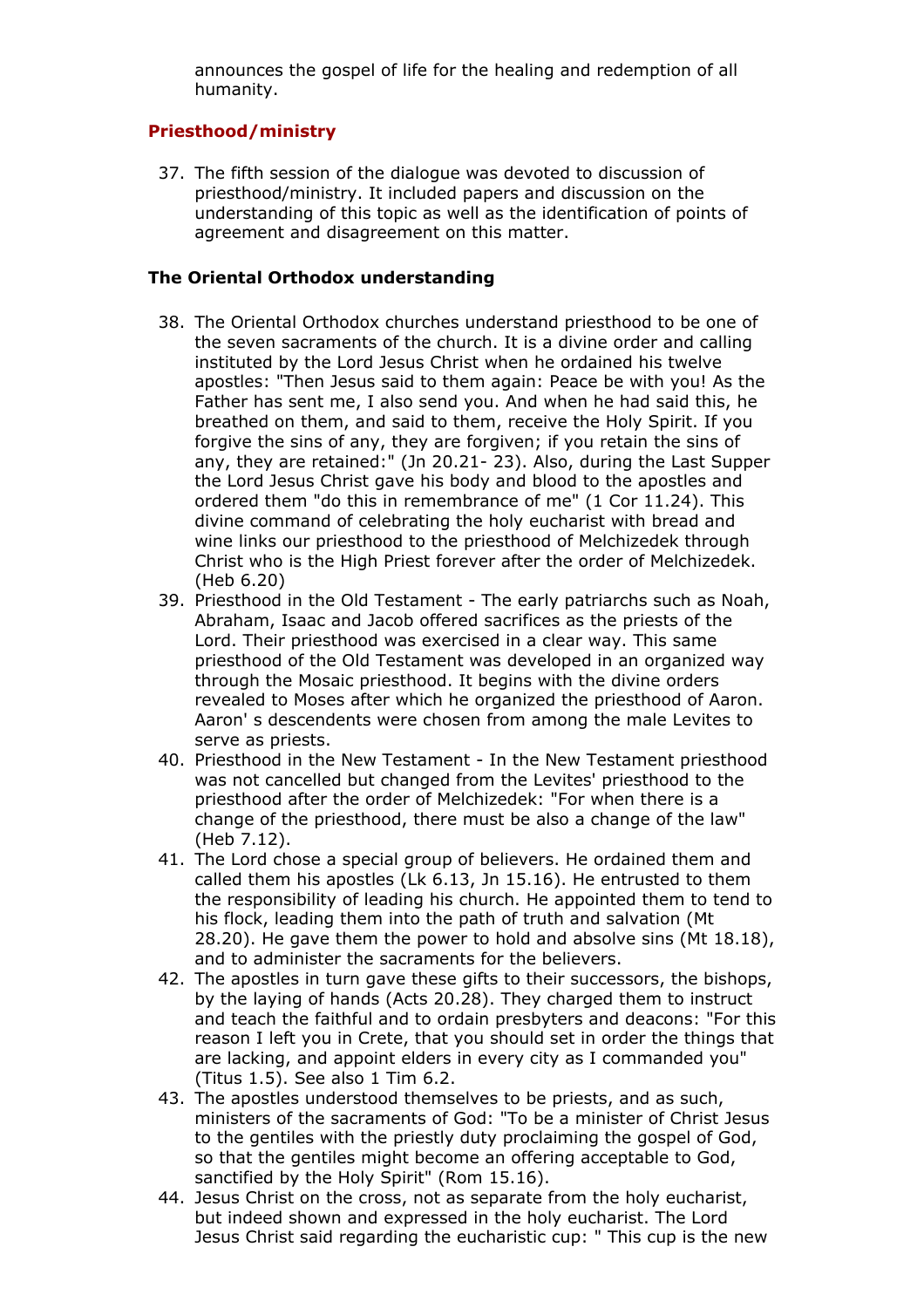announces the gospel of life for the healing and redemption of all humanity.

### Priesthood/ministry

37. The fifth session of the dialogue was devoted to discussion of priesthood/ministry. It included papers and discussion on the understanding of this topic as well as the identification of points of agreement and disagreement on this matter.

### The Oriental Orthodox understanding

38. The Oriental Orthodox churches understand priesthood to be one of the seven sacraments of the church. It is a divine order and calling instituted by the Lord Jesus Christ when he ordained his twelve apostles: "Then Jesus said to them again: Peace be with you! As the Father has sent me, I also send you. And when he had said this, he breathed on them, and said to them, receive the Holy Spirit. If you forgive the sins of any, they are forgiven; if you retain the sins of any, they are retained:" (Jn 20.21- 23). Also, during the Last Supper the Lord Jesus Christ gave his body and blood to the apostles and ordered them "do this in remembrance of me" (1 Cor 11.24). This divine command of celebrating the holy eucharist with bread and wine links our priesthood to the priesthood of Melchizedek through Christ who is the High Priest forever after the order of Melchizedek. (Heb 6.20)
39. Priesthood in the Old Testament - The early patriarchs such as Noah, Abraham, Isaac and Jacob offered sacrifices as the priests of the Lord. Their priesthood was exercised in a clear way. This same priesthood of the Old Testament was developed in an organized way through the Mosaic priesthood. It begins with the divine orders revealed to Moses after which he organized the priesthood of Aaron. Aaron' s descendents were chosen from among the male Levites to serve as priests.
40. Priesthood in the New Testament - In the New Testament priesthood was not cancelled but changed from the Levites' priesthood to the priesthood after the order of Melchizedek: "For when there is a change of the priesthood, there must be also a change of the law" (Heb 7.12).
41. The Lord chose a special group of believers. He ordained them and called them his apostles (Lk 6.13, Jn 15.16). He entrusted to them the responsibility of leading his church. He appointed them to tend to his flock, leading them into the path of truth and salvation (Mt 28.20). He gave them the power to hold and absolve sins (Mt 18.18), and to administer the sacraments for the believers.
42. The apostles in turn gave these gifts to their successors, the bishops, by the laying of hands (Acts 20.28). They charged them to instruct and teach the faithful and to ordain presbyters and deacons: "For this reason I left you in Crete, that you should set in order the things that are lacking, and appoint elders in every city as I commanded you" (Titus 1.5). See also 1 Tim 6.2.
43. The apostles understood themselves to be priests, and as such, ministers of the sacraments of God: "To be a minister of Christ Jesus to the gentiles with the priestly duty proclaiming the gospel of God, so that the gentiles might become an offering acceptable to God, sanctified by the Holy Spirit" (Rom 15.16).
44. Jesus Christ on the cross, not as separate from the holy eucharist, but indeed shown and expressed in the holy eucharist. The Lord Jesus Christ said regarding the eucharistic cup: " This cup is the new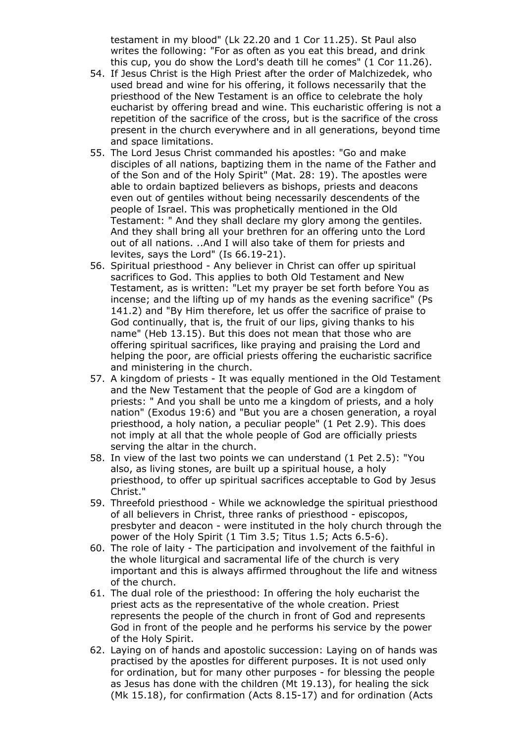testament in my blood" (Lk 22.20 and 1 Cor 11.25). St Paul also writes the following: "For as often as you eat this bread, and drink this cup, you do show the Lord's death till he comes" (1 Cor 11.26).

54. If Jesus Christ is the High Priest after the order of Malchizedek, who used bread and wine for his offering, it follows necessarily that the priesthood of the New Testament is an office to celebrate the holy eucharist by offering bread and wine. This eucharistic offering is not a repetition of the sacrifice of the cross, but is the sacrifice of the cross present in the church everywhere and in all generations, beyond time and space limitations.
55. The Lord Jesus Christ commanded his apostles: "Go and make disciples of all nations, baptizing them in the name of the Father and of the Son and of the Holy Spirit" (Mat. 28: 19). The apostles were able to ordain baptized believers as bishops, priests and deacons even out of gentiles without being necessarily descendents of the people of Israel. This was prophetically mentioned in the Old Testament: " And they shall declare my glory among the gentiles. And they shall bring all your brethren for an offering unto the Lord out of all nations. ..And I will also take of them for priests and levites, says the Lord" (Is 66.19-21).
56. Spiritual priesthood - Any believer in Christ can offer up spiritual sacrifices to God. This applies to both Old Testament and New Testament, as is written: "Let my prayer be set forth before You as incense; and the lifting up of my hands as the evening sacrifice" (Ps 141.2) and "By Him therefore, let us offer the sacrifice of praise to God continually, that is, the fruit of our lips, giving thanks to his name" (Heb 13.15). But this does not mean that those who are offering spiritual sacrifices, like praying and praising the Lord and helping the poor, are official priests offering the eucharistic sacrifice and ministering in the church.
57. A kingdom of priests - It was equally mentioned in the Old Testament and the New Testament that the people of God are a kingdom of priests: " And you shall be unto me a kingdom of priests, and a holy nation" (Exodus 19:6) and "But you are a chosen generation, a royal priesthood, a holy nation, a peculiar people" (1 Pet 2.9). This does not imply at all that the whole people of God are officially priests serving the altar in the church.
58. In view of the last two points we can understand (1 Pet 2.5): "You also, as living stones, are built up a spiritual house, a holy priesthood, to offer up spiritual sacrifices acceptable to God by Jesus Christ."
59. Threefold priesthood - While we acknowledge the spiritual priesthood of all believers in Christ, three ranks of priesthood - episcopos, presbyter and deacon - were instituted in the holy church through the power of the Holy Spirit (1 Tim 3.5; Titus 1.5; Acts 6.5-6).
60. The role of laity - The participation and involvement of the faithful in the whole liturgical and sacramental life of the church is very important and this is always affirmed throughout the life and witness of the church.
61. The dual role of the priesthood: In offering the holy eucharist the priest acts as the representative of the whole creation. Priest represents the people of the church in front of God and represents God in front of the people and he performs his service by the power of the Holy Spirit.
62. Laying on of hands and apostolic succession: Laying on of hands was practised by the apostles for different purposes. It is not used only for ordination, but for many other purposes - for blessing the people as Jesus has done with the children (Mt 19.13), for healing the sick (Mk 15.18), for confirmation (Acts 8.15-17) and for ordination (Acts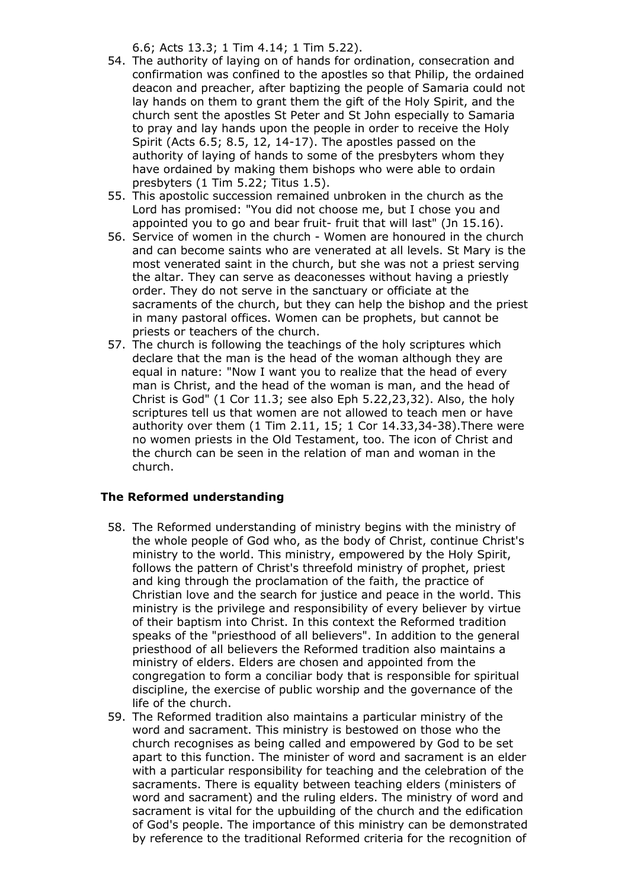6.6; Acts 13.3; 1 Tim 4.14; 1 Tim 5.22).

54. The authority of laying on of hands for ordination, consecration and confirmation was confined to the apostles so that Philip, the ordained deacon and preacher, after baptizing the people of Samaria could not lay hands on them to grant them the gift of the Holy Spirit, and the church sent the apostles St Peter and St John especially to Samaria to pray and lay hands upon the people in order to receive the Holy Spirit (Acts 6.5; 8.5, 12, 14-17). The apostles passed on the authority of laying of hands to some of the presbyters whom they have ordained by making them bishops who were able to ordain presbyters (1 Tim 5.22; Titus 1.5).
55. This apostolic succession remained unbroken in the church as the Lord has promised: "You did not choose me, but I chose you and appointed you to go and bear fruit- fruit that will last" (Jn 15.16).
56. Service of women in the church - Women are honoured in the church and can become saints who are venerated at all levels. St Mary is the most venerated saint in the church, but she was not a priest serving the altar. They can serve as deaconesses without having a priestly order. They do not serve in the sanctuary or officiate at the sacraments of the church, but they can help the bishop and the priest in many pastoral offices. Women can be prophets, but cannot be priests or teachers of the church.
57. The church is following the teachings of the holy scriptures which declare that the man is the head of the woman although they are equal in nature: "Now I want you to realize that the head of every man is Christ, and the head of the woman is man, and the head of Christ is God" (1 Cor 11.3; see also Eph 5.22,23,32). Also, the holy scriptures tell us that women are not allowed to teach men or have authority over them (1 Tim 2.11, 15; 1 Cor 14.33,34-38).There were no women priests in the Old Testament, too. The icon of Christ and the church can be seen in the relation of man and woman in the church.

### The Reformed understanding

58. The Reformed understanding of ministry begins with the ministry of the whole people of God who, as the body of Christ, continue Christ's ministry to the world. This ministry, empowered by the Holy Spirit, follows the pattern of Christ's threefold ministry of prophet, priest and king through the proclamation of the faith, the practice of Christian love and the search for justice and peace in the world. This ministry is the privilege and responsibility of every believer by virtue of their baptism into Christ. In this context the Reformed tradition speaks of the "priesthood of all believers". In addition to the general priesthood of all believers the Reformed tradition also maintains a ministry of elders. Elders are chosen and appointed from the congregation to form a conciliar body that is responsible for spiritual discipline, the exercise of public worship and the governance of the life of the church.
59. The Reformed tradition also maintains a particular ministry of the word and sacrament. This ministry is bestowed on those who the church recognises as being called and empowered by God to be set apart to this function. The minister of word and sacrament is an elder with a particular responsibility for teaching and the celebration of the sacraments. There is equality between teaching elders (ministers of word and sacrament) and the ruling elders. The ministry of word and sacrament is vital for the upbuilding of the church and the edification of God's people. The importance of this ministry can be demonstrated by reference to the traditional Reformed criteria for the recognition of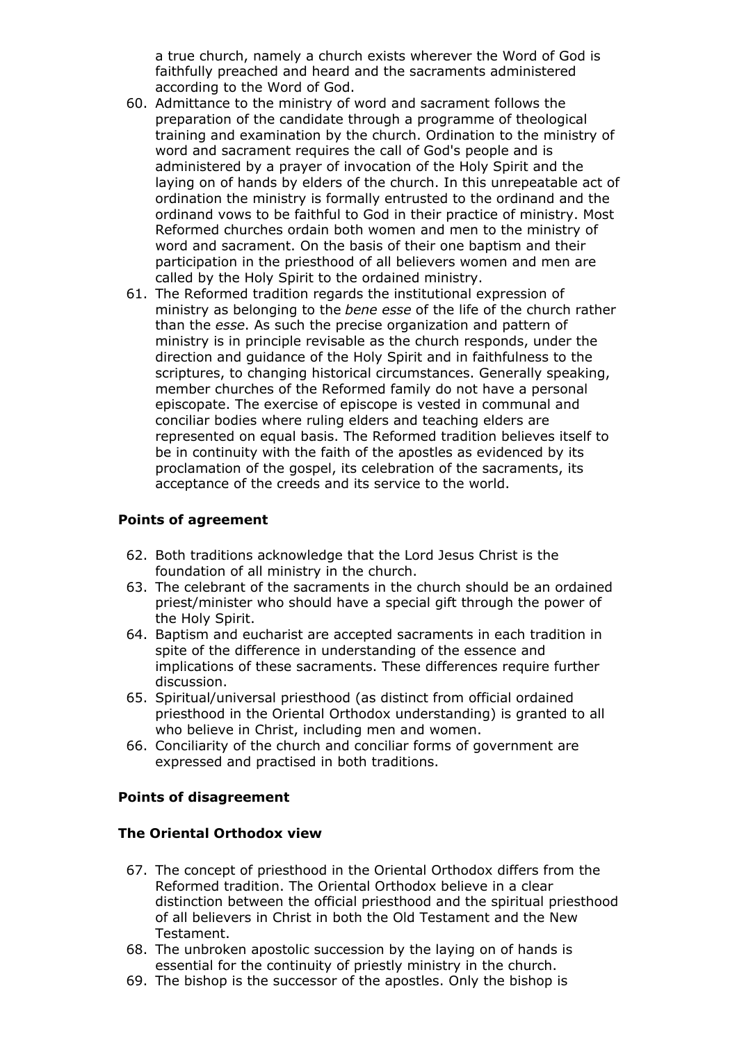a true church, namely a church exists wherever the Word of God is faithfully preached and heard and the sacraments administered according to the Word of God.

60. Admittance to the ministry of word and sacrament follows the preparation of the candidate through a programme of theological training and examination by the church. Ordination to the ministry of word and sacrament requires the call of God's people and is administered by a prayer of invocation of the Holy Spirit and the laying on of hands by elders of the church. In this unrepeatable act of ordination the ministry is formally entrusted to the ordinand and the ordinand vows to be faithful to God in their practice of ministry. Most Reformed churches ordain both women and men to the ministry of word and sacrament. On the basis of their one baptism and their participation in the priesthood of all believers women and men are called by the Holy Spirit to the ordained ministry.
61. The Reformed tradition regards the institutional expression of ministry as belonging to the *bene esse* of the life of the church rather than the *esse*. As such the precise organization and pattern of ministry is in principle revisable as the church responds, under the direction and guidance of the Holy Spirit and in faithfulness to the scriptures, to changing historical circumstances. Generally speaking, member churches of the Reformed family do not have a personal episcopate. The exercise of episcope is vested in communal and conciliar bodies where ruling elders and teaching elders are represented on equal basis. The Reformed tradition believes itself to be in continuity with the faith of the apostles as evidenced by its proclamation of the gospel, its celebration of the sacraments, its acceptance of the creeds and its service to the world.

### Points of agreement

62. Both traditions acknowledge that the Lord Jesus Christ is the foundation of all ministry in the church.
63. The celebrant of the sacraments in the church should be an ordained priest/minister who should have a special gift through the power of the Holy Spirit.
64. Baptism and eucharist are accepted sacraments in each tradition in spite of the difference in understanding of the essence and implications of these sacraments. These differences require further discussion.
65. Spiritual/universal priesthood (as distinct from official ordained priesthood in the Oriental Orthodox understanding) is granted to all who believe in Christ, including men and women.
66. Conciliarity of the church and conciliar forms of government are expressed and practised in both traditions.

### Points of disagreement

### The Oriental Orthodox view

67. The concept of priesthood in the Oriental Orthodox differs from the Reformed tradition. The Oriental Orthodox believe in a clear distinction between the official priesthood and the spiritual priesthood of all believers in Christ in both the Old Testament and the New Testament.
68. The unbroken apostolic succession by the laying on of hands is essential for the continuity of priestly ministry in the church.
69. The bishop is the successor of the apostles. Only the bishop is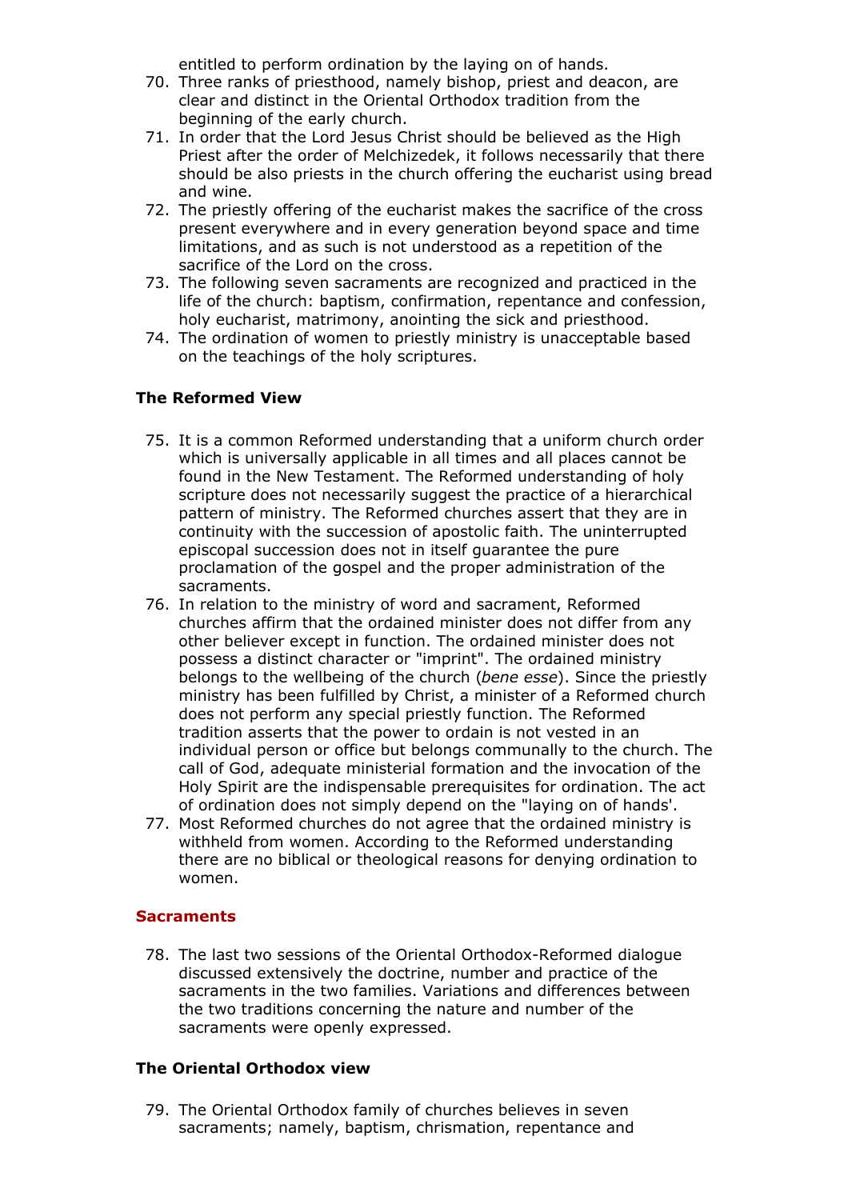entitled to perform ordination by the laying on of hands.

70. Three ranks of priesthood, namely bishop, priest and deacon, are clear and distinct in the Oriental Orthodox tradition from the beginning of the early church.
71. In order that the Lord Jesus Christ should be believed as the High Priest after the order of Melchizedek, it follows necessarily that there should be also priests in the church offering the eucharist using bread and wine.
72. The priestly offering of the eucharist makes the sacrifice of the cross present everywhere and in every generation beyond space and time limitations, and as such is not understood as a repetition of the sacrifice of the Lord on the cross.
73. The following seven sacraments are recognized and practiced in the life of the church: baptism, confirmation, repentance and confession, holy eucharist, matrimony, anointing the sick and priesthood.
74. The ordination of women to priestly ministry is unacceptable based on the teachings of the holy scriptures.

### The Reformed View

75. It is a common Reformed understanding that a uniform church order which is universally applicable in all times and all places cannot be found in the New Testament. The Reformed understanding of holy scripture does not necessarily suggest the practice of a hierarchical pattern of ministry. The Reformed churches assert that they are in continuity with the succession of apostolic faith. The uninterrupted episcopal succession does not in itself guarantee the pure proclamation of the gospel and the proper administration of the sacraments.
76. In relation to the ministry of word and sacrament, Reformed churches affirm that the ordained minister does not differ from any other believer except in function. The ordained minister does not possess a distinct character or "imprint". The ordained ministry belongs to the wellbeing of the church (*bene esse*). Since the priestly ministry has been fulfilled by Christ, a minister of a Reformed church does not perform any special priestly function. The Reformed tradition asserts that the power to ordain is not vested in an individual person or office but belongs communally to the church. The call of God, adequate ministerial formation and the invocation of the Holy Spirit are the indispensable prerequisites for ordination. The act of ordination does not simply depend on the "laying on of hands'.
77. Most Reformed churches do not agree that the ordained ministry is withheld from women. According to the Reformed understanding there are no biblical or theological reasons for denying ordination to women.

## Sacraments

78. The last two sessions of the Oriental Orthodox-Reformed dialogue discussed extensively the doctrine, number and practice of the sacraments in the two families. Variations and differences between the two traditions concerning the nature and number of the sacraments were openly expressed.

### The Oriental Orthodox view

79. The Oriental Orthodox family of churches believes in seven sacraments; namely, baptism, chrismation, repentance and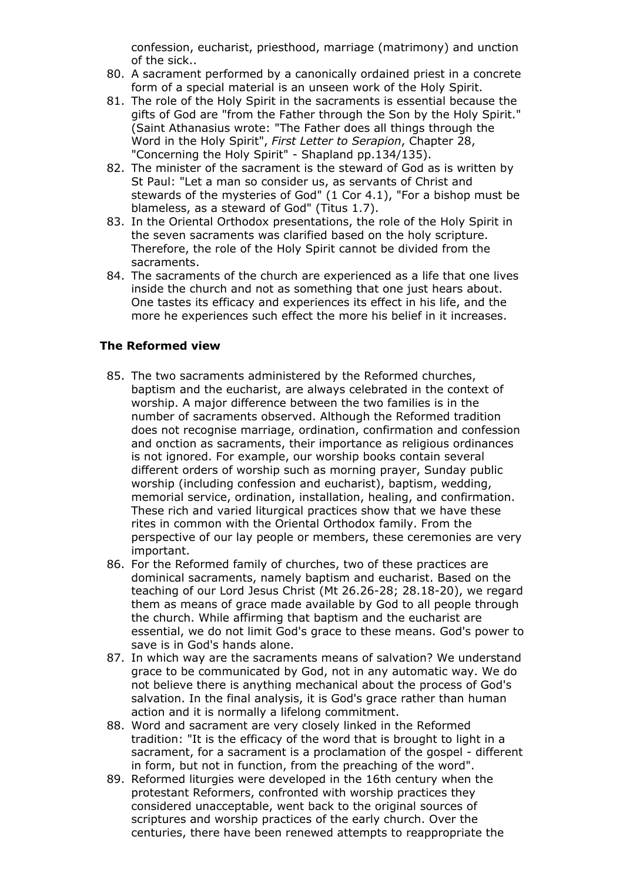confession, eucharist, priesthood, marriage (matrimony) and unction of the sick..

80. A sacrament performed by a canonically ordained priest in a concrete form of a special material is an unseen work of the Holy Spirit.
81. The role of the Holy Spirit in the sacraments is essential because the gifts of God are "from the Father through the Son by the Holy Spirit." (Saint Athanasius wrote: "The Father does all things through the Word in the Holy Spirit", *First Letter to Serapion*, Chapter 28, "Concerning the Holy Spirit" - Shapland pp.134/135).
82. The minister of the sacrament is the steward of God as is written by St Paul: "Let a man so consider us, as servants of Christ and stewards of the mysteries of God" (1 Cor 4.1), "For a bishop must be blameless, as a steward of God" (Titus 1.7).
83. In the Oriental Orthodox presentations, the role of the Holy Spirit in the seven sacraments was clarified based on the holy scripture. Therefore, the role of the Holy Spirit cannot be divided from the sacraments.
84. The sacraments of the church are experienced as a life that one lives inside the church and not as something that one just hears about. One tastes its efficacy and experiences its effect in his life, and the more he experiences such effect the more his belief in it increases.

### The Reformed view

85. The two sacraments administered by the Reformed churches, baptism and the eucharist, are always celebrated in the context of worship. A major difference between the two families is in the number of sacraments observed. Although the Reformed tradition does not recognise marriage, ordination, confirmation and confession and onction as sacraments, their importance as religious ordinances is not ignored. For example, our worship books contain several different orders of worship such as morning prayer, Sunday public worship (including confession and eucharist), baptism, wedding, memorial service, ordination, installation, healing, and confirmation. These rich and varied liturgical practices show that we have these rites in common with the Oriental Orthodox family. From the perspective of our lay people or members, these ceremonies are very important.
86. For the Reformed family of churches, two of these practices are dominical sacraments, namely baptism and eucharist. Based on the teaching of our Lord Jesus Christ (Mt 26.26-28; 28.18-20), we regard them as means of grace made available by God to all people through the church. While affirming that baptism and the eucharist are essential, we do not limit God's grace to these means. God's power to save is in God's hands alone.
87. In which way are the sacraments means of salvation? We understand grace to be communicated by God, not in any automatic way. We do not believe there is anything mechanical about the process of God's salvation. In the final analysis, it is God's grace rather than human action and it is normally a lifelong commitment.
88. Word and sacrament are very closely linked in the Reformed tradition: "It is the efficacy of the word that is brought to light in a sacrament, for a sacrament is a proclamation of the gospel - different in form, but not in function, from the preaching of the word".
89. Reformed liturgies were developed in the 16th century when the protestant Reformers, confronted with worship practices they considered unacceptable, went back to the original sources of scriptures and worship practices of the early church. Over the centuries, there have been renewed attempts to reappropriate the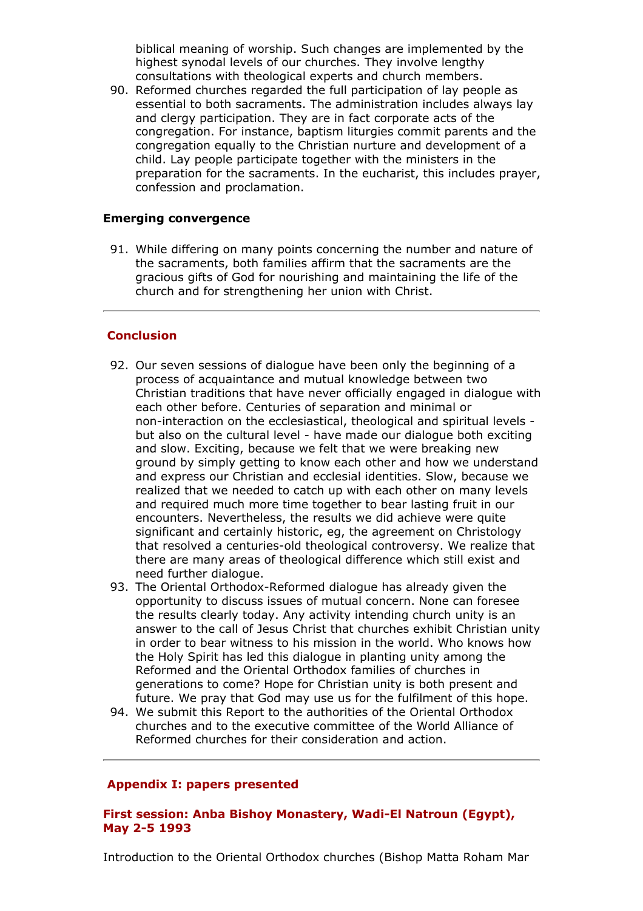biblical meaning of worship. Such changes are implemented by the highest synodal levels of our churches. They involve lengthy consultations with theological experts and church members.

90. Reformed churches regarded the full participation of lay people as essential to both sacraments. The administration includes always lay and clergy participation. They are in fact corporate acts of the congregation. For instance, baptism liturgies commit parents and the congregation equally to the Christian nurture and development of a child. Lay people participate together with the ministers in the preparation for the sacraments. In the eucharist, this includes prayer, confession and proclamation.

### Emerging convergence

91. While differing on many points concerning the number and nature of the sacraments, both families affirm that the sacraments are the gracious gifts of God for nourishing and maintaining the life of the church and for strengthening her union with Christ.

---

## Conclusion

92. Our seven sessions of dialogue have been only the beginning of a process of acquaintance and mutual knowledge between two Christian traditions that have never officially engaged in dialogue with each other before. Centuries of separation and minimal or non-interaction on the ecclesiastical, theological and spiritual levels - but also on the cultural level - have made our dialogue both exciting and slow. Exciting, because we felt that we were breaking new ground by simply getting to know each other and how we understand and express our Christian and ecclesial identities. Slow, because we realized that we needed to catch up with each other on many levels and required much more time together to bear lasting fruit in our encounters. Nevertheless, the results we did achieve were quite significant and certainly historic, eg, the agreement on Christology that resolved a centuries-old theological controversy. We realize that there are many areas of theological difference which still exist and need further dialogue.
93. The Oriental Orthodox-Reformed dialogue has already given the opportunity to discuss issues of mutual concern. None can foresee the results clearly today. Any activity intending church unity is an answer to the call of Jesus Christ that churches exhibit Christian unity in order to bear witness to his mission in the world. Who knows how the Holy Spirit has led this dialogue in planting unity among the Reformed and the Oriental Orthodox families of churches in generations to come? Hope for Christian unity is both present and future. We pray that God may use us for the fulfilment of this hope.
94. We submit this Report to the authorities of the Oriental Orthodox churches and to the executive committee of the World Alliance of Reformed churches for their consideration and action.

---

## Appendix I: papers presented

### First session: Anba Bishoy Monastery, Wadi-El Natroun (Egypt), May 2-5 1993

Introduction to the Oriental Orthodox churches (Bishop Matta Roham Mar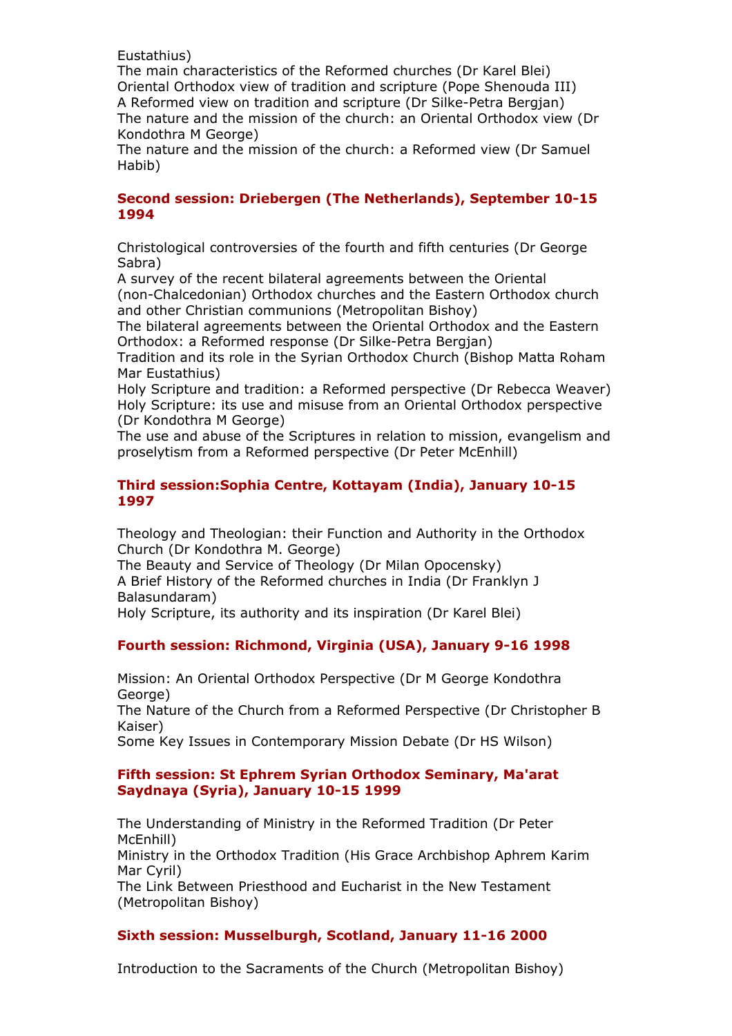Eustathius)
The main characteristics of the Reformed churches (Dr Karel Blei)
Oriental Orthodox view of tradition and scripture (Pope Shenouda III)
A Reformed view on tradition and scripture (Dr Silke-Petra Bergjan)
The nature and the mission of the church: an Oriental Orthodox view (Dr Kondothra M George)
The nature and the mission of the church: a Reformed view (Dr Samuel Habib)

### Second session: Driebergen (The Netherlands), September 10-15 1994

Christological controversies of the fourth and fifth centuries (Dr George Sabra)
A survey of the recent bilateral agreements between the Oriental (non-Chalcedonian) Orthodox churches and the Eastern Orthodox church and other Christian communions (Metropolitan Bishoy)
The bilateral agreements between the Oriental Orthodox and the Eastern Orthodox: a Reformed response (Dr Silke-Petra Bergjan)
Tradition and its role in the Syrian Orthodox Church (Bishop Matta Roham Mar Eustathius)
Holy Scripture and tradition: a Reformed perspective (Dr Rebecca Weaver)
Holy Scripture: its use and misuse from an Oriental Orthodox perspective (Dr Kondothra M George)
The use and abuse of the Scriptures in relation to mission, evangelism and proselytism from a Reformed perspective (Dr Peter McEnhill)

### Third session:Sophia Centre, Kottayam (India), January 10-15 1997

Theology and Theologian: their Function and Authority in the Orthodox Church (Dr Kondothra M. George)
The Beauty and Service of Theology (Dr Milan Opocensky)
A Brief History of the Reformed churches in India (Dr Franklyn J Balasundaram)
Holy Scripture, its authority and its inspiration (Dr Karel Blei)

### Fourth session: Richmond, Virginia (USA), January 9-16 1998

Mission: An Oriental Orthodox Perspective (Dr M George Kondothra George)
The Nature of the Church from a Reformed Perspective (Dr Christopher B Kaiser)
Some Key Issues in Contemporary Mission Debate (Dr HS Wilson)

### Fifth session: St Ephrem Syrian Orthodox Seminary, Ma'arat Saydnaya (Syria), January 10-15 1999

The Understanding of Ministry in the Reformed Tradition (Dr Peter McEnhill)
Ministry in the Orthodox Tradition (His Grace Archbishop Aphrem Karim Mar Cyril)
The Link Between Priesthood and Eucharist in the New Testament (Metropolitan Bishoy)

### Sixth session: Musselburgh, Scotland, January 11-16 2000

Introduction to the Sacraments of the Church (Metropolitan Bishoy)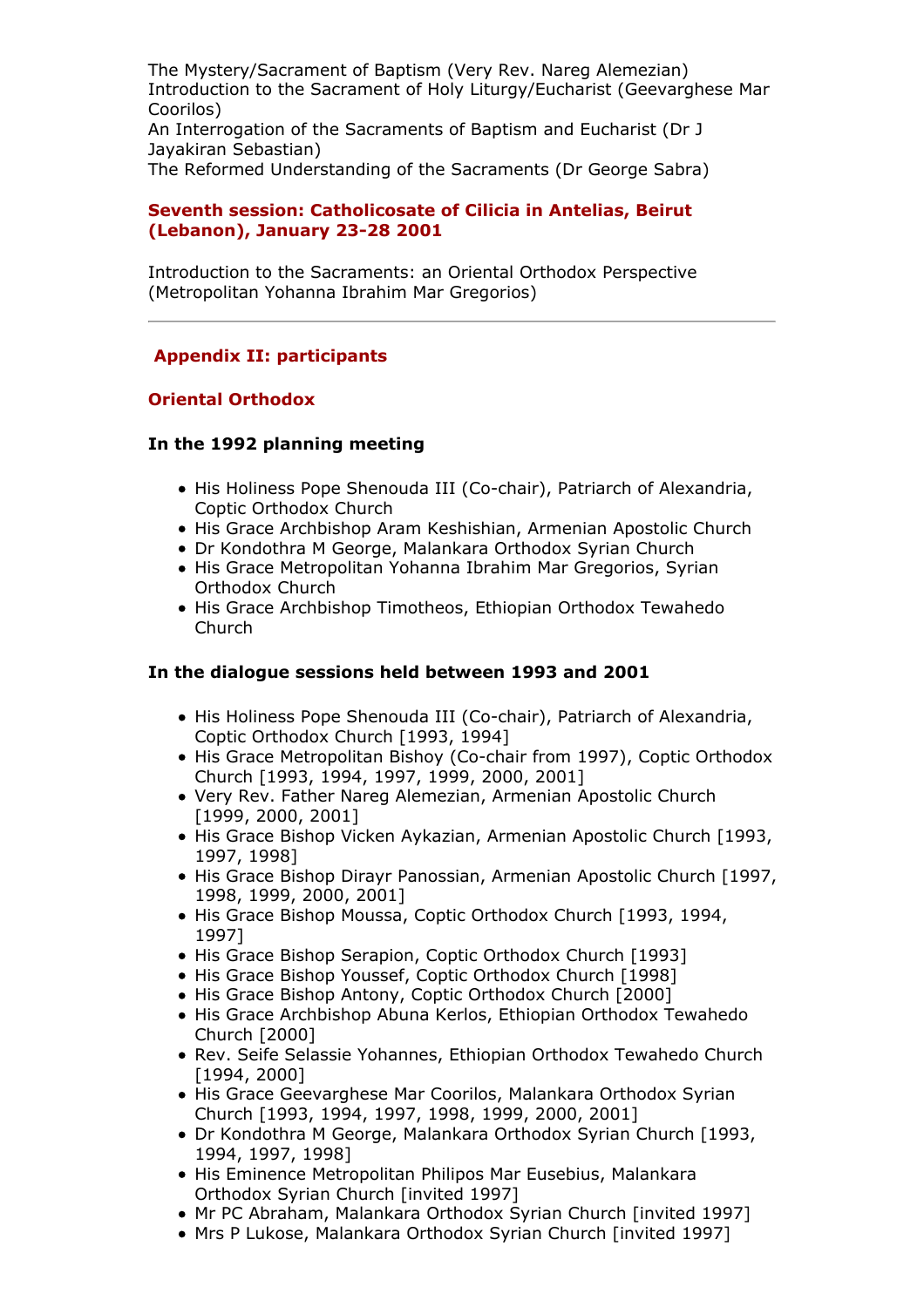The Mystery/Sacrament of Baptism (Very Rev. Nareg Alemezian)
Introduction to the Sacrament of Holy Liturgy/Eucharist (Geevarghese Mar Coorilos)
An Interrogation of the Sacraments of Baptism and Eucharist (Dr J Jayakiran Sebastian)
The Reformed Understanding of the Sacraments (Dr George Sabra)

**Seventh session: Catholicosate of Cilicia in Antelias, Beirut (Lebanon), January 23-28 2001**

Introduction to the Sacraments: an Oriental Orthodox Perspective (Metropolitan Yohanna Ibrahim Mar Gregorios)

---

## Appendix II: participants

### Oriental Orthodox

#### In the 1992 planning meeting

- His Holiness Pope Shenouda III (Co-chair), Patriarch of Alexandria, Coptic Orthodox Church
- His Grace Archbishop Aram Keshishian, Armenian Apostolic Church
- Dr Kondothra M George, Malankara Orthodox Syrian Church
- His Grace Metropolitan Yohanna Ibrahim Mar Gregorios, Syrian Orthodox Church
- His Grace Archbishop Timotheos, Ethiopian Orthodox Tewahedo Church

#### In the dialogue sessions held between 1993 and 2001

- His Holiness Pope Shenouda III (Co-chair), Patriarch of Alexandria, Coptic Orthodox Church [1993, 1994]
- His Grace Metropolitan Bishoy (Co-chair from 1997), Coptic Orthodox Church [1993, 1994, 1997, 1999, 2000, 2001]
- Very Rev. Father Nareg Alemezian, Armenian Apostolic Church [1999, 2000, 2001]
- His Grace Bishop Vicken Aykazian, Armenian Apostolic Church [1993, 1997, 1998]
- His Grace Bishop Dirayr Panossian, Armenian Apostolic Church [1997, 1998, 1999, 2000, 2001]
- His Grace Bishop Moussa, Coptic Orthodox Church [1993, 1994, 1997]
- His Grace Bishop Serapion, Coptic Orthodox Church [1993]
- His Grace Bishop Youssef, Coptic Orthodox Church [1998]
- His Grace Bishop Antony, Coptic Orthodox Church [2000]
- His Grace Archbishop Abuna Kerlos, Ethiopian Orthodox Tewahedo Church [2000]
- Rev. Seife Selassie Yohannes, Ethiopian Orthodox Tewahedo Church [1994, 2000]
- His Grace Geevarghese Mar Coorilos, Malankara Orthodox Syrian Church [1993, 1994, 1997, 1998, 1999, 2000, 2001]
- Dr Kondothra M George, Malankara Orthodox Syrian Church [1993, 1994, 1997, 1998]
- His Eminence Metropolitan Philipos Mar Eusebius, Malankara Orthodox Syrian Church [invited 1997]
- Mr PC Abraham, Malankara Orthodox Syrian Church [invited 1997]
- Mrs P Lukose, Malankara Orthodox Syrian Church [invited 1997]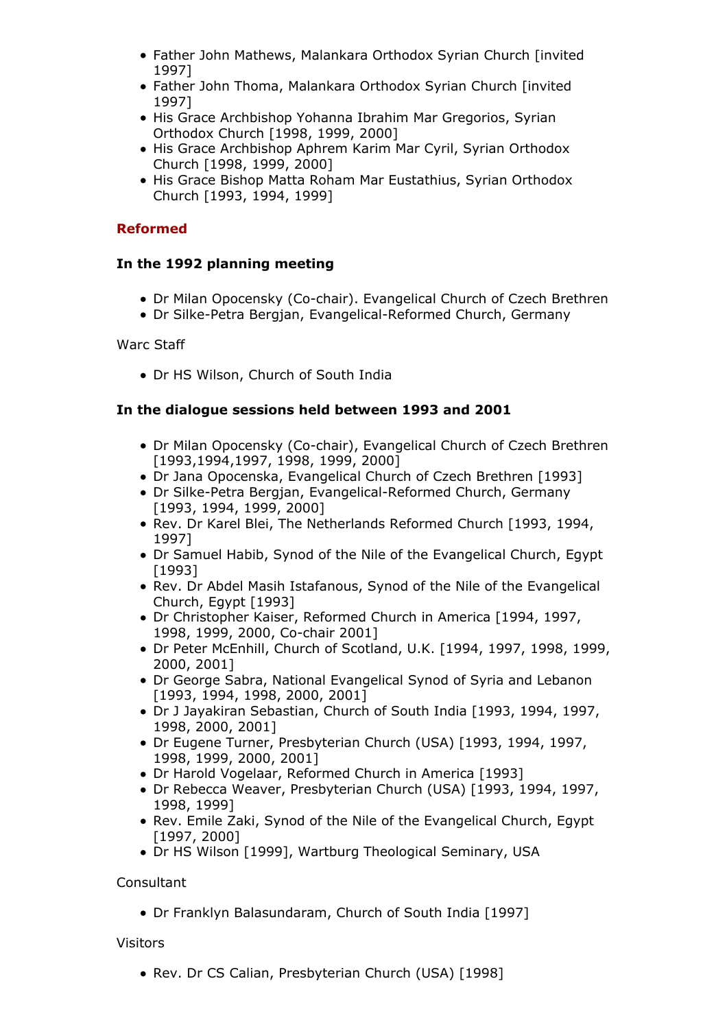- Father John Mathews, Malankara Orthodox Syrian Church [invited 1997]
- Father John Thoma, Malankara Orthodox Syrian Church [invited 1997]
- His Grace Archbishop Yohanna Ibrahim Mar Gregorios, Syrian Orthodox Church [1998, 1999, 2000]
- His Grace Archbishop Aphrem Karim Mar Cyril, Syrian Orthodox Church [1998, 1999, 2000]
- His Grace Bishop Matta Roham Mar Eustathius, Syrian Orthodox Church [1993, 1994, 1999]

## Reformed

### In the 1992 planning meeting

- Dr Milan Opocensky (Co-chair). Evangelical Church of Czech Brethren
- Dr Silke-Petra Bergjan, Evangelical-Reformed Church, Germany

Warc Staff

- Dr HS Wilson, Church of South India

### In the dialogue sessions held between 1993 and 2001

- Dr Milan Opocensky (Co-chair), Evangelical Church of Czech Brethren [1993,1994,1997, 1998, 1999, 2000]
- Dr Jana Opocenska, Evangelical Church of Czech Brethren [1993]
- Dr Silke-Petra Bergjan, Evangelical-Reformed Church, Germany [1993, 1994, 1999, 2000]
- Rev. Dr Karel Blei, The Netherlands Reformed Church [1993, 1994, 1997]
- Dr Samuel Habib, Synod of the Nile of the Evangelical Church, Egypt [1993]
- Rev. Dr Abdel Masih Istafanous, Synod of the Nile of the Evangelical Church, Egypt [1993]
- Dr Christopher Kaiser, Reformed Church in America [1994, 1997, 1998, 1999, 2000, Co-chair 2001]
- Dr Peter McEnhill, Church of Scotland, U.K. [1994, 1997, 1998, 1999, 2000, 2001]
- Dr George Sabra, National Evangelical Synod of Syria and Lebanon [1993, 1994, 1998, 2000, 2001]
- Dr J Jayakiran Sebastian, Church of South India [1993, 1994, 1997, 1998, 2000, 2001]
- Dr Eugene Turner, Presbyterian Church (USA) [1993, 1994, 1997, 1998, 1999, 2000, 2001]
- Dr Harold Vogelaar, Reformed Church in America [1993]
- Dr Rebecca Weaver, Presbyterian Church (USA) [1993, 1994, 1997, 1998, 1999]
- Rev. Emile Zaki, Synod of the Nile of the Evangelical Church, Egypt [1997, 2000]
- Dr HS Wilson [1999], Wartburg Theological Seminary, USA

Consultant

- Dr Franklyn Balasundaram, Church of South India [1997]

Visitors

- Rev. Dr CS Calian, Presbyterian Church (USA) [1998]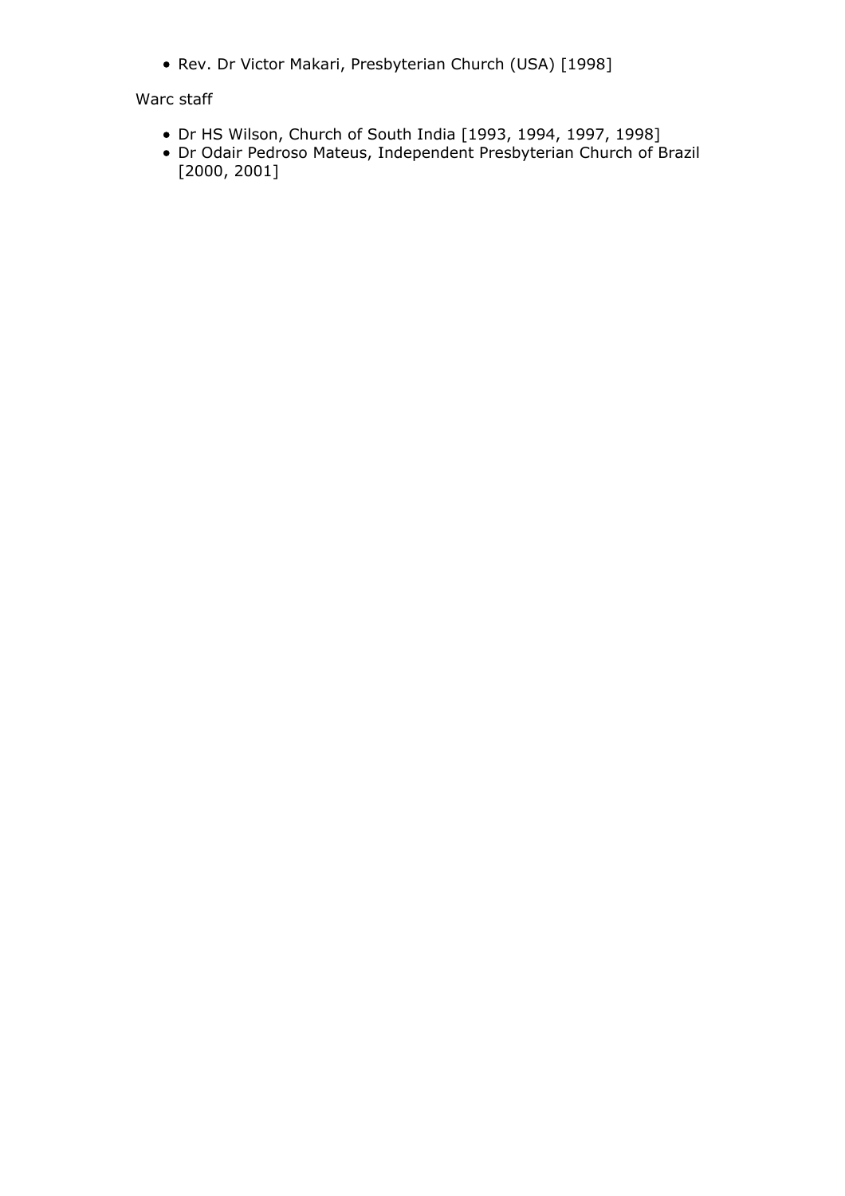- Rev. Dr Victor Makari, Presbyterian Church (USA) [1998]

Warc staff

- Dr HS Wilson, Church of South India [1993, 1994, 1997, 1998]
- Dr Odair Pedroso Mateus, Independent Presbyterian Church of Brazil [2000, 2001]